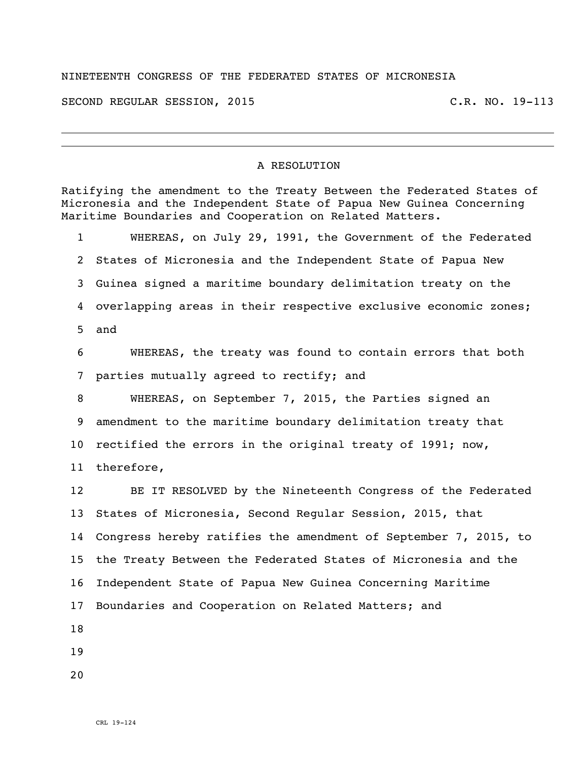NINETEENTH CONGRESS OF THE FEDERATED STATES OF MICRONESIA

SECOND REGULAR SESSION, 2015 C.R. NO. 19-113

# A RESOLUTION

Ratifying the amendment to the Treaty Between the Federated States of Micronesia and the Independent State of Papua New Guinea Concerning Maritime Boundaries and Cooperation on Related Matters.

WHEREAS, on July 29, 1991, the Government of the Federated States of Micronesia and the Independent State of Papua New Guinea signed a maritime boundary delimitation treaty on the overlapping areas in their respective exclusive economic zones; and

WHEREAS, the treaty was found to contain errors that both parties mutually agreed to rectify; and

WHEREAS, on September 7, 2015, the Parties signed an amendment to the maritime boundary delimitation treaty that rectified the errors in the original treaty of 1991; now, therefore,

BE IT RESOLVED by the Nineteenth Congress of the Federated States of Micronesia, Second Regular Session, 2015, that Congress hereby ratifies the amendment of September 7, 2015, to the Treaty Between the Federated States of Micronesia and the Independent State of Papua New Guinea Concerning Maritime Boundaries and Cooperation on Related Matters; and

CRL 19-124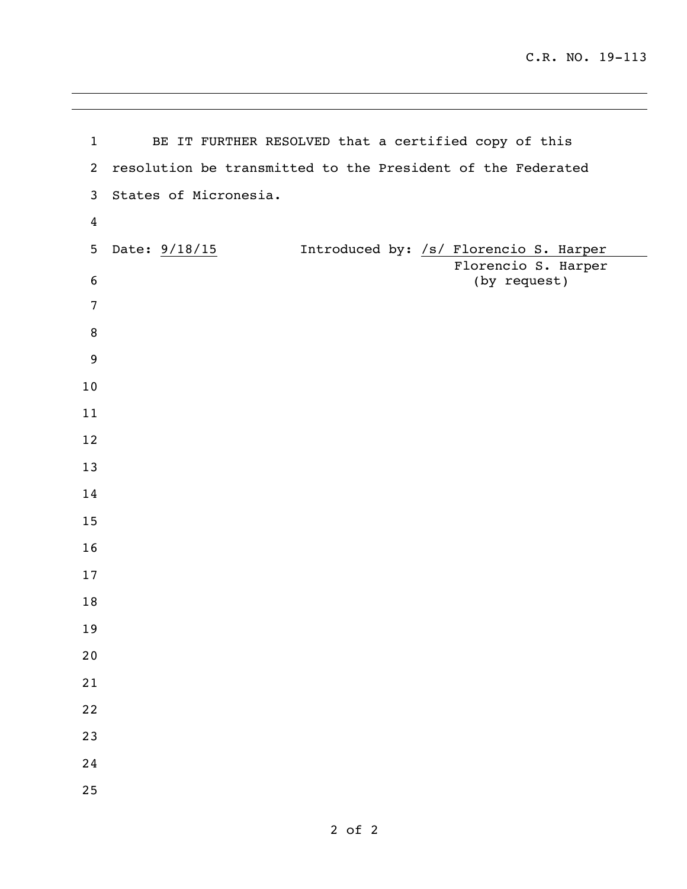BE IT FURTHER RESOLVED that a certified copy of this resolution be transmitted to the President of the Federated States of Micronesia.

Date: 9/18/15

Introduced by: /s/ Florencio S. Harper
Florencio S. Harper
(by request)